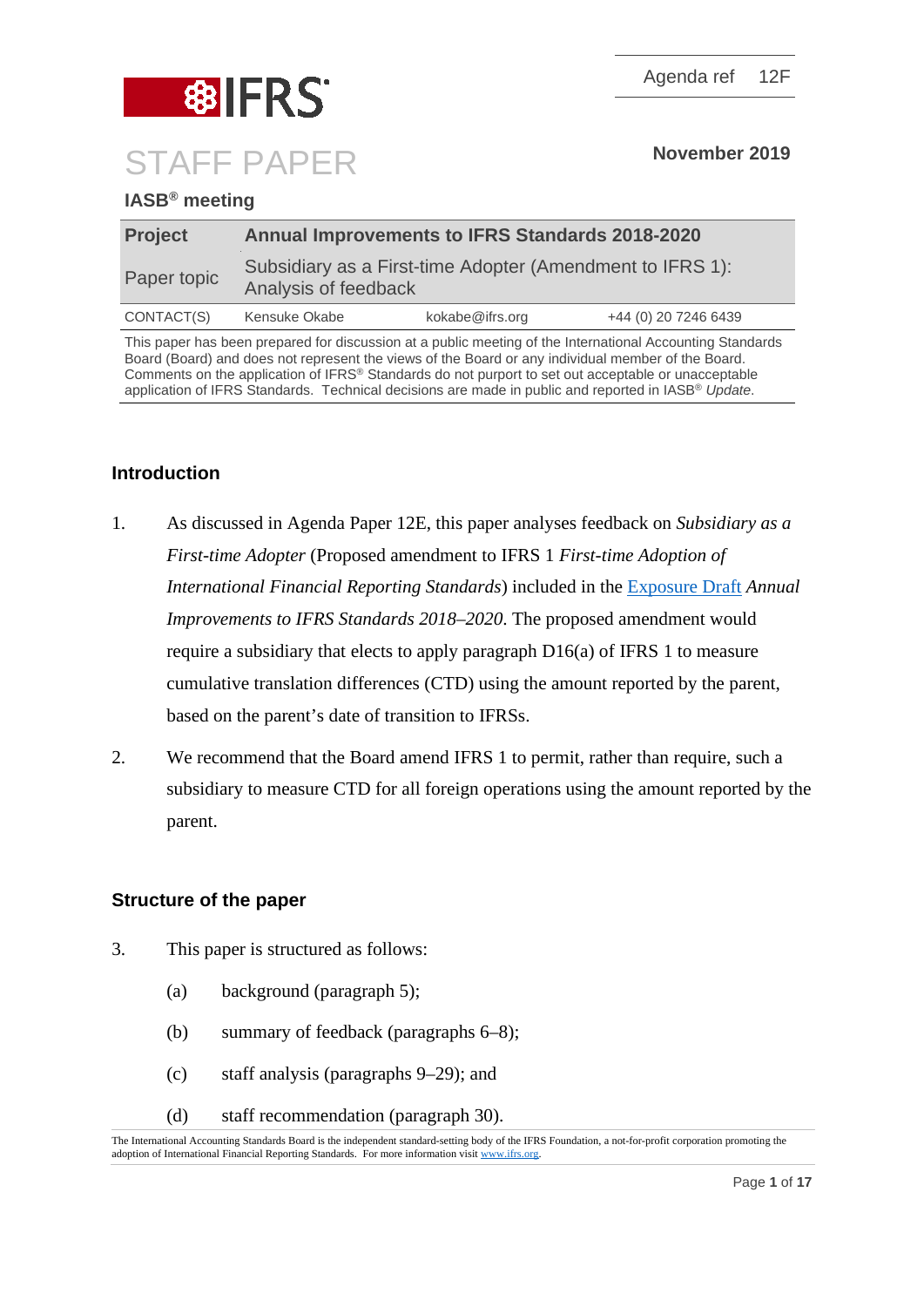IFRS

Agenda ref 12F

# STAFF PAPER

November 2019

## IASB® meeting

| Project | Annual Improvements to IFRS Standards 2018-2020 | | |
|---|---|---|---|
| Paper topic | Subsidiary as a First-time Adopter (Amendment to IFRS 1): Analysis of feedback | | |
| CONTACT(S) | Kensuke Okabe | kokabe@ifrs.org | +44 (0) 20 7246 6439 |

This paper has been prepared for discussion at a public meeting of the International Accounting Standards Board (Board) and does not represent the views of the Board or any individual member of the Board. Comments on the application of IFRS® Standards do not purport to set out acceptable or unacceptable application of IFRS Standards. Technical decisions are made in public and reported in IASB® *Update*.

## Introduction

1. As discussed in Agenda Paper 12E, this paper analyses feedback on *Subsidiary as a First-time Adopter* (Proposed amendment to IFRS 1 *First-time Adoption of International Financial Reporting Standards*) included in the Exposure Draft *Annual Improvements to IFRS Standards 2018–2020*. The proposed amendment would require a subsidiary that elects to apply paragraph D16(a) of IFRS 1 to measure cumulative translation differences (CTD) using the amount reported by the parent, based on the parent's date of transition to IFRSs.

2. We recommend that the Board amend IFRS 1 to permit, rather than require, such a subsidiary to measure CTD for all foreign operations using the amount reported by the parent.

## Structure of the paper

3. This paper is structured as follows:

   (a) background (paragraph 5);

   (b) summary of feedback (paragraphs 6–8);

   (c) staff analysis (paragraphs 9–29); and

   (d) staff recommendation (paragraph 30).

The International Accounting Standards Board is the independent standard-setting body of the IFRS Foundation, a not-for-profit corporation promoting the adoption of International Financial Reporting Standards. For more information visit www.ifrs.org.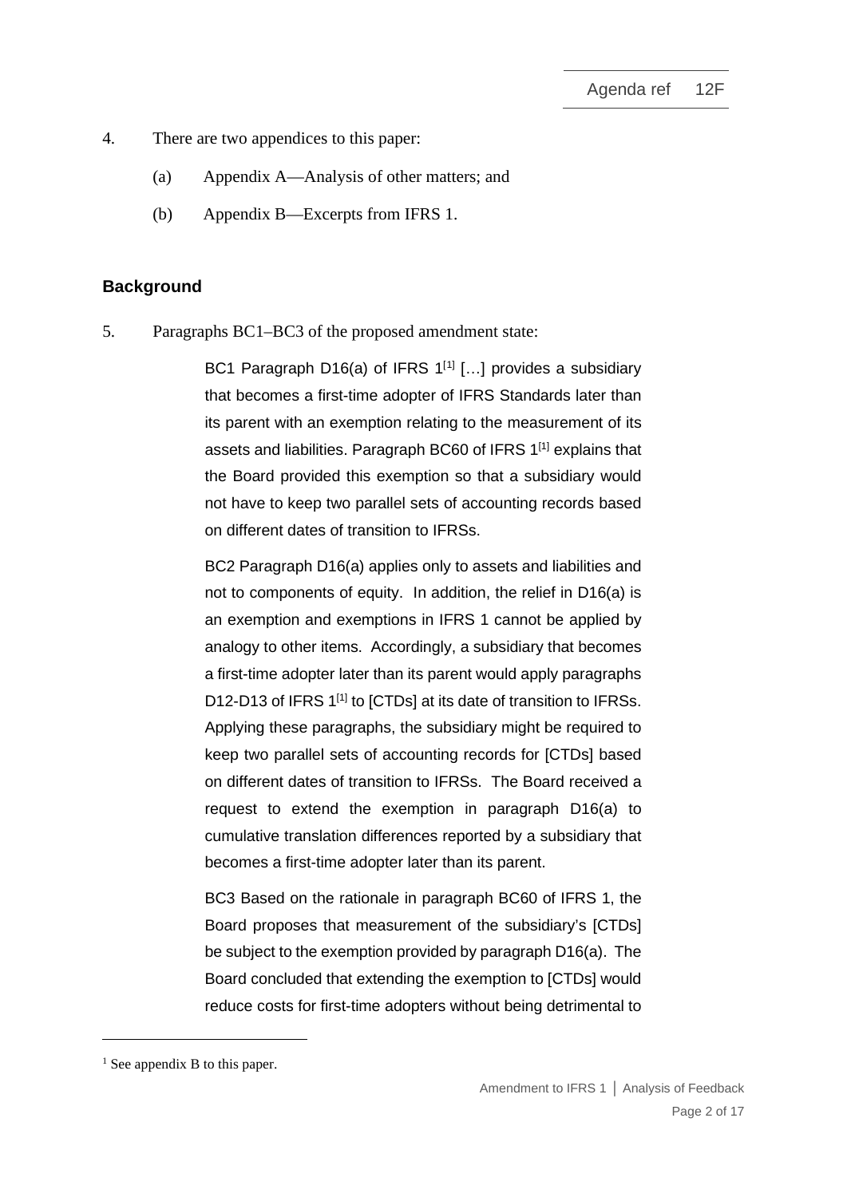4. There are two appendices to this paper:

   (a) Appendix A—Analysis of other matters; and

   (b) Appendix B—Excerpts from IFRS 1.

## Background

5. Paragraphs BC1–BC3 of the proposed amendment state:

> BC1 Paragraph D16(a) of IFRS 1[1] […] provides a subsidiary that becomes a first-time adopter of IFRS Standards later than its parent with an exemption relating to the measurement of its assets and liabilities. Paragraph BC60 of IFRS 1[1] explains that the Board provided this exemption so that a subsidiary would not have to keep two parallel sets of accounting records based on different dates of transition to IFRSs.
>
> BC2 Paragraph D16(a) applies only to assets and liabilities and not to components of equity. In addition, the relief in D16(a) is an exemption and exemptions in IFRS 1 cannot be applied by analogy to other items. Accordingly, a subsidiary that becomes a first-time adopter later than its parent would apply paragraphs D12-D13 of IFRS 1[1] to [CTDs] at its date of transition to IFRSs. Applying these paragraphs, the subsidiary might be required to keep two parallel sets of accounting records for [CTDs] based on different dates of transition to IFRSs. The Board received a request to extend the exemption in paragraph D16(a) to cumulative translation differences reported by a subsidiary that becomes a first-time adopter later than its parent.
>
> BC3 Based on the rationale in paragraph BC60 of IFRS 1, the Board proposes that measurement of the subsidiary's [CTDs] be subject to the exemption provided by paragraph D16(a). The Board concluded that extending the exemption to [CTDs] would reduce costs for first-time adopters without being detrimental to

[1] See appendix B to this paper.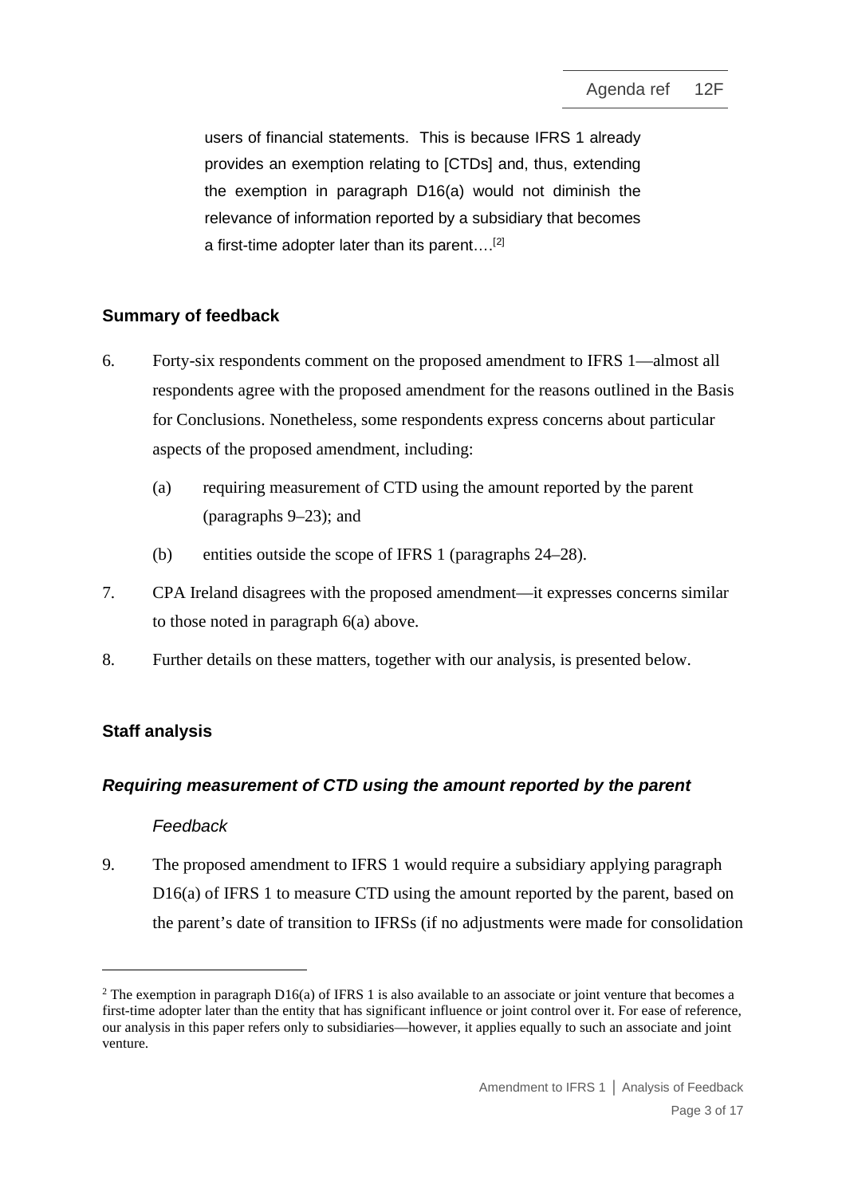users of financial statements. This is because IFRS 1 already provides an exemption relating to [CTDs] and, thus, extending the exemption in paragraph D16(a) would not diminish the relevance of information reported by a subsidiary that becomes a first-time adopter later than its parent….[2]

## Summary of feedback

6. Forty-six respondents comment on the proposed amendment to IFRS 1—almost all respondents agree with the proposed amendment for the reasons outlined in the Basis for Conclusions. Nonetheless, some respondents express concerns about particular aspects of the proposed amendment, including:

   (a) requiring measurement of CTD using the amount reported by the parent (paragraphs 9–23); and

   (b) entities outside the scope of IFRS 1 (paragraphs 24–28).

7. CPA Ireland disagrees with the proposed amendment—it expresses concerns similar to those noted in paragraph 6(a) above.

8. Further details on these matters, together with our analysis, is presented below.

## Staff analysis

### *Requiring measurement of CTD using the amount reported by the parent*

#### *Feedback*

9. The proposed amendment to IFRS 1 would require a subsidiary applying paragraph D16(a) of IFRS 1 to measure CTD using the amount reported by the parent, based on the parent's date of transition to IFRSs (if no adjustments were made for consolidation

[2] The exemption in paragraph D16(a) of IFRS 1 is also available to an associate or joint venture that becomes a first-time adopter later than the entity that has significant influence or joint control over it. For ease of reference, our analysis in this paper refers only to subsidiaries—however, it applies equally to such an associate and joint venture.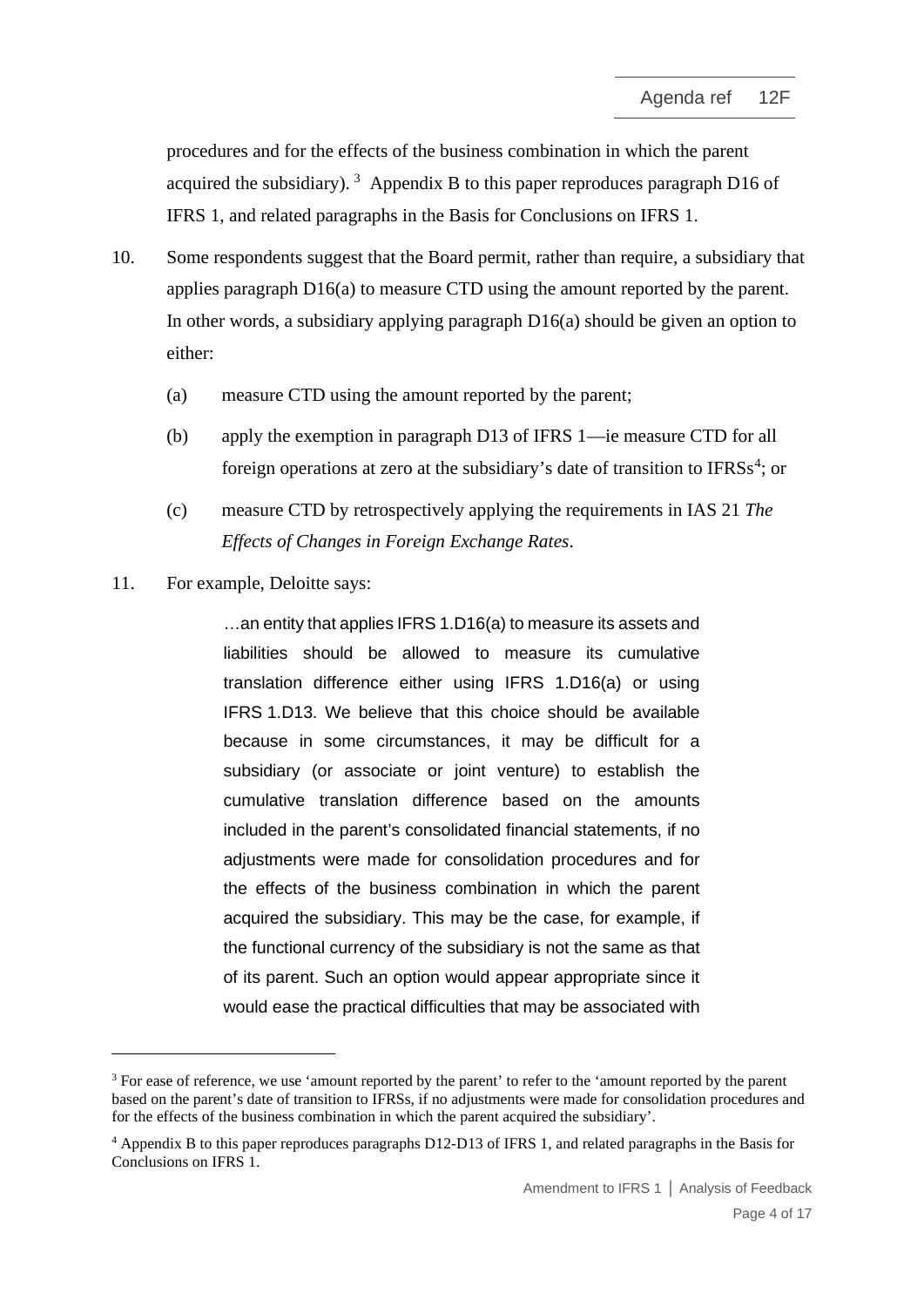procedures and for the effects of the business combination in which the parent acquired the subsidiary).[3] Appendix B to this paper reproduces paragraph D16 of IFRS 1, and related paragraphs in the Basis for Conclusions on IFRS 1.

10. Some respondents suggest that the Board permit, rather than require, a subsidiary that applies paragraph D16(a) to measure CTD using the amount reported by the parent. In other words, a subsidiary applying paragraph D16(a) should be given an option to either:

    (a) measure CTD using the amount reported by the parent;

    (b) apply the exemption in paragraph D13 of IFRS 1—ie measure CTD for all foreign operations at zero at the subsidiary's date of transition to IFRSs[4]; or

    (c) measure CTD by retrospectively applying the requirements in IAS 21 *The Effects of Changes in Foreign Exchange Rates*.

11. For example, Deloitte says:

> …an entity that applies IFRS 1.D16(a) to measure its assets and liabilities should be allowed to measure its cumulative translation difference either using IFRS 1.D16(a) or using IFRS 1.D13. We believe that this choice should be available because in some circumstances, it may be difficult for a subsidiary (or associate or joint venture) to establish the cumulative translation difference based on the amounts included in the parent's consolidated financial statements, if no adjustments were made for consolidation procedures and for the effects of the business combination in which the parent acquired the subsidiary. This may be the case, for example, if the functional currency of the subsidiary is not the same as that of its parent. Such an option would appear appropriate since it would ease the practical difficulties that may be associated with

---

[3] For ease of reference, we use 'amount reported by the parent' to refer to the 'amount reported by the parent based on the parent's date of transition to IFRSs, if no adjustments were made for consolidation procedures and for the effects of the business combination in which the parent acquired the subsidiary'.

[4] Appendix B to this paper reproduces paragraphs D12-D13 of IFRS 1, and related paragraphs in the Basis for Conclusions on IFRS 1.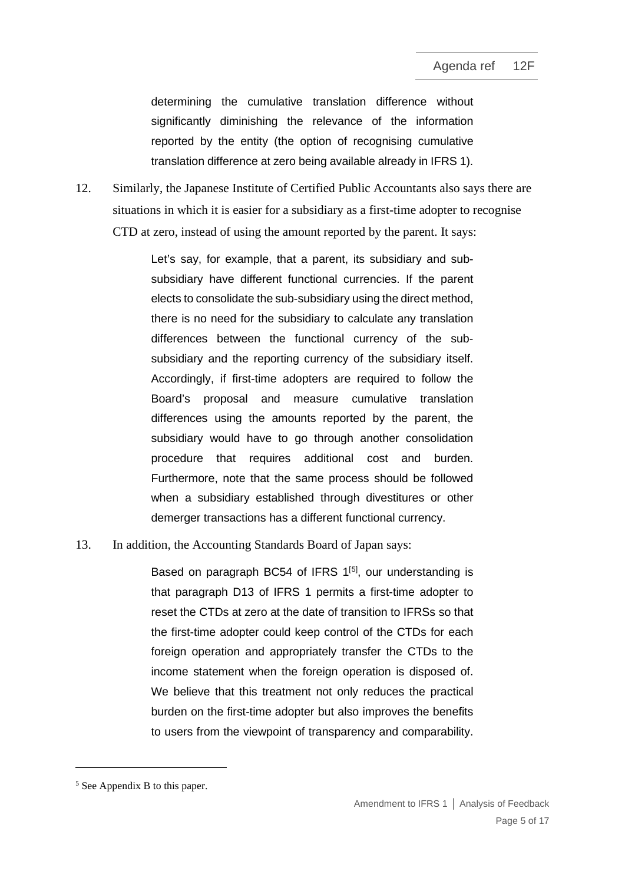determining the cumulative translation difference without significantly diminishing the relevance of the information reported by the entity (the option of recognising cumulative translation difference at zero being available already in IFRS 1).

12. Similarly, the Japanese Institute of Certified Public Accountants also says there are situations in which it is easier for a subsidiary as a first-time adopter to recognise CTD at zero, instead of using the amount reported by the parent. It says:

> Let's say, for example, that a parent, its subsidiary and sub-subsidiary have different functional currencies. If the parent elects to consolidate the sub-subsidiary using the direct method, there is no need for the subsidiary to calculate any translation differences between the functional currency of the sub-subsidiary and the reporting currency of the subsidiary itself. Accordingly, if first-time adopters are required to follow the Board's proposal and measure cumulative translation differences using the amounts reported by the parent, the subsidiary would have to go through another consolidation procedure that requires additional cost and burden. Furthermore, note that the same process should be followed when a subsidiary established through divestitures or other demerger transactions has a different functional currency.

13. In addition, the Accounting Standards Board of Japan says:

> Based on paragraph BC54 of IFRS 1[5], our understanding is that paragraph D13 of IFRS 1 permits a first-time adopter to reset the CTDs at zero at the date of transition to IFRSs so that the first-time adopter could keep control of the CTDs for each foreign operation and appropriately transfer the CTDs to the income statement when the foreign operation is disposed of. We believe that this treatment not only reduces the practical burden on the first-time adopter but also improves the benefits to users from the viewpoint of transparency and comparability.

---

[5] See Appendix B to this paper.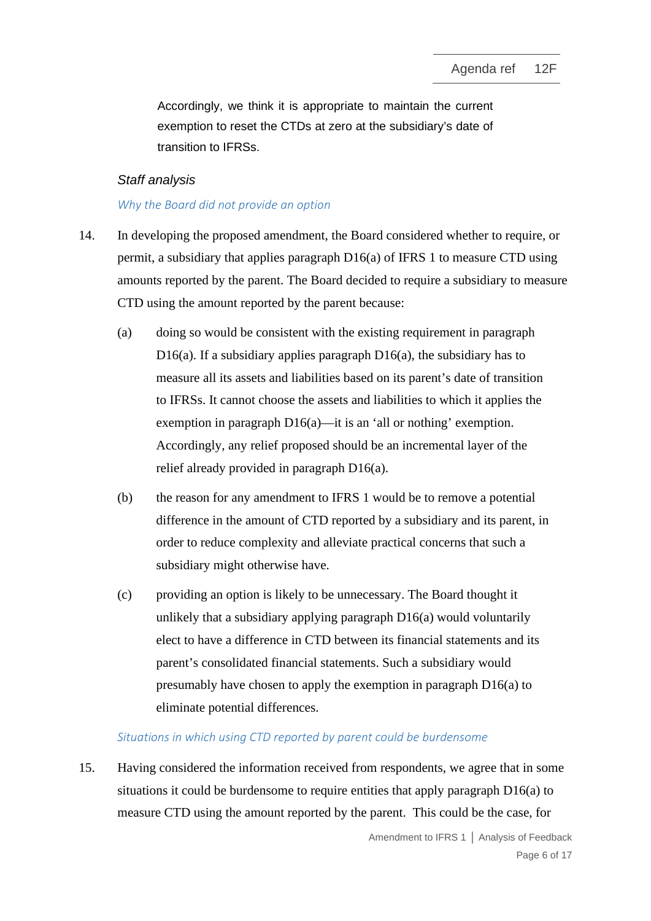Accordingly, we think it is appropriate to maintain the current exemption to reset the CTDs at zero at the subsidiary's date of transition to IFRSs.

### *Staff analysis*

#### *Why the Board did not provide an option*

14. In developing the proposed amendment, the Board considered whether to require, or permit, a subsidiary that applies paragraph D16(a) of IFRS 1 to measure CTD using amounts reported by the parent. The Board decided to require a subsidiary to measure CTD using the amount reported by the parent because:

    (a) doing so would be consistent with the existing requirement in paragraph D16(a). If a subsidiary applies paragraph D16(a), the subsidiary has to measure all its assets and liabilities based on its parent's date of transition to IFRSs. It cannot choose the assets and liabilities to which it applies the exemption in paragraph D16(a)—it is an 'all or nothing' exemption. Accordingly, any relief proposed should be an incremental layer of the relief already provided in paragraph D16(a).

    (b) the reason for any amendment to IFRS 1 would be to remove a potential difference in the amount of CTD reported by a subsidiary and its parent, in order to reduce complexity and alleviate practical concerns that such a subsidiary might otherwise have.

    (c) providing an option is likely to be unnecessary. The Board thought it unlikely that a subsidiary applying paragraph D16(a) would voluntarily elect to have a difference in CTD between its financial statements and its parent's consolidated financial statements. Such a subsidiary would presumably have chosen to apply the exemption in paragraph D16(a) to eliminate potential differences.

#### *Situations in which using CTD reported by parent could be burdensome*

15. Having considered the information received from respondents, we agree that in some situations it could be burdensome to require entities that apply paragraph D16(a) to measure CTD using the amount reported by the parent. This could be the case, for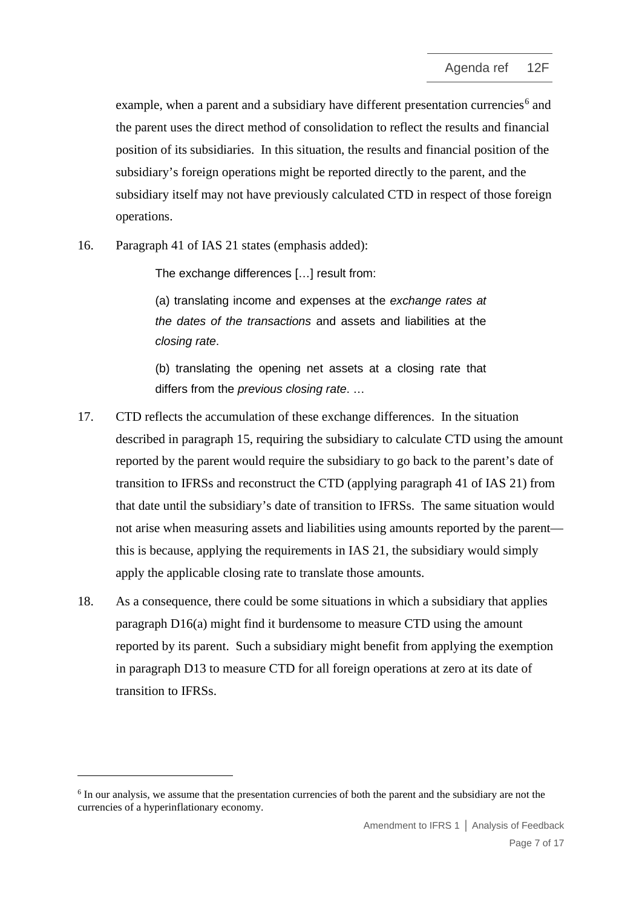example, when a parent and a subsidiary have different presentation currencies[6] and the parent uses the direct method of consolidation to reflect the results and financial position of its subsidiaries. In this situation, the results and financial position of the subsidiary's foreign operations might be reported directly to the parent, and the subsidiary itself may not have previously calculated CTD in respect of those foreign operations.

16. Paragraph 41 of IAS 21 states (emphasis added):

> The exchange differences […] result from:
>
> (a) translating income and expenses at the *exchange rates at the dates of the transactions* and assets and liabilities at the *closing rate*.
>
> (b) translating the opening net assets at a closing rate that differs from the *previous closing rate*. …

17. CTD reflects the accumulation of these exchange differences. In the situation described in paragraph 15, requiring the subsidiary to calculate CTD using the amount reported by the parent would require the subsidiary to go back to the parent's date of transition to IFRSs and reconstruct the CTD (applying paragraph 41 of IAS 21) from that date until the subsidiary's date of transition to IFRSs. The same situation would not arise when measuring assets and liabilities using amounts reported by the parent—this is because, applying the requirements in IAS 21, the subsidiary would simply apply the applicable closing rate to translate those amounts.

18. As a consequence, there could be some situations in which a subsidiary that applies paragraph D16(a) might find it burdensome to measure CTD using the amount reported by its parent. Such a subsidiary might benefit from applying the exemption in paragraph D13 to measure CTD for all foreign operations at zero at its date of transition to IFRSs.

---

[6] In our analysis, we assume that the presentation currencies of both the parent and the subsidiary are not the currencies of a hyperinflationary economy.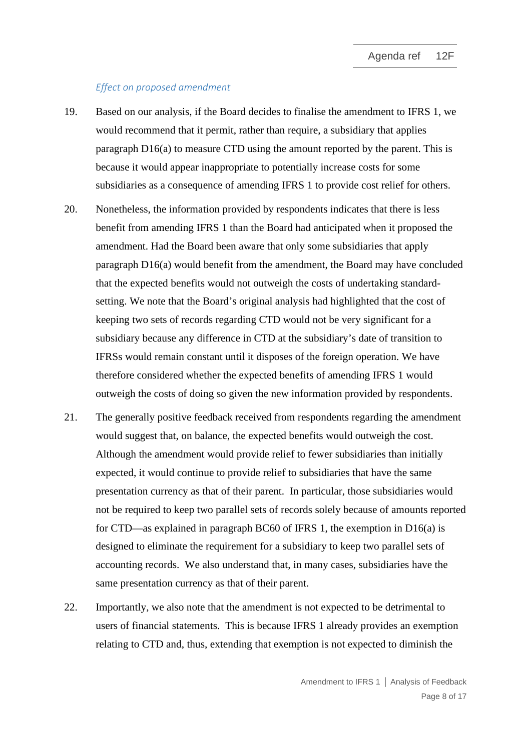*Effect on proposed amendment*

19. Based on our analysis, if the Board decides to finalise the amendment to IFRS 1, we would recommend that it permit, rather than require, a subsidiary that applies paragraph D16(a) to measure CTD using the amount reported by the parent. This is because it would appear inappropriate to potentially increase costs for some subsidiaries as a consequence of amending IFRS 1 to provide cost relief for others.

20. Nonetheless, the information provided by respondents indicates that there is less benefit from amending IFRS 1 than the Board had anticipated when it proposed the amendment. Had the Board been aware that only some subsidiaries that apply paragraph D16(a) would benefit from the amendment, the Board may have concluded that the expected benefits would not outweigh the costs of undertaking standard-setting. We note that the Board's original analysis had highlighted that the cost of keeping two sets of records regarding CTD would not be very significant for a subsidiary because any difference in CTD at the subsidiary's date of transition to IFRSs would remain constant until it disposes of the foreign operation. We have therefore considered whether the expected benefits of amending IFRS 1 would outweigh the costs of doing so given the new information provided by respondents.

21. The generally positive feedback received from respondents regarding the amendment would suggest that, on balance, the expected benefits would outweigh the cost. Although the amendment would provide relief to fewer subsidiaries than initially expected, it would continue to provide relief to subsidiaries that have the same presentation currency as that of their parent. In particular, those subsidiaries would not be required to keep two parallel sets of records solely because of amounts reported for CTD—as explained in paragraph BC60 of IFRS 1, the exemption in D16(a) is designed to eliminate the requirement for a subsidiary to keep two parallel sets of accounting records. We also understand that, in many cases, subsidiaries have the same presentation currency as that of their parent.

22. Importantly, we also note that the amendment is not expected to be detrimental to users of financial statements. This is because IFRS 1 already provides an exemption relating to CTD and, thus, extending that exemption is not expected to diminish the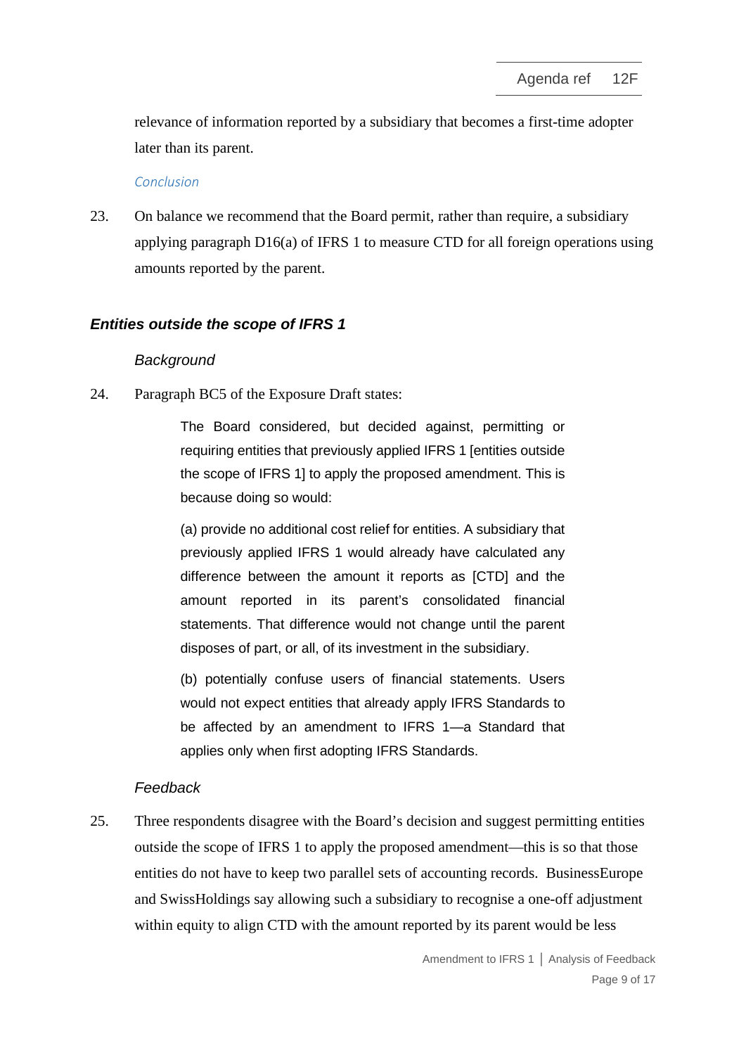relevance of information reported by a subsidiary that becomes a first-time adopter later than its parent.

*Conclusion*

23. On balance we recommend that the Board permit, rather than require, a subsidiary applying paragraph D16(a) of IFRS 1 to measure CTD for all foreign operations using amounts reported by the parent.

### *Entities outside the scope of IFRS 1*

*Background*

24. Paragraph BC5 of the Exposure Draft states:

> The Board considered, but decided against, permitting or requiring entities that previously applied IFRS 1 [entities outside the scope of IFRS 1] to apply the proposed amendment. This is because doing so would:
>
> (a) provide no additional cost relief for entities. A subsidiary that previously applied IFRS 1 would already have calculated any difference between the amount it reports as [CTD] and the amount reported in its parent's consolidated financial statements. That difference would not change until the parent disposes of part, or all, of its investment in the subsidiary.
>
> (b) potentially confuse users of financial statements. Users would not expect entities that already apply IFRS Standards to be affected by an amendment to IFRS 1—a Standard that applies only when first adopting IFRS Standards.

*Feedback*

25. Three respondents disagree with the Board's decision and suggest permitting entities outside the scope of IFRS 1 to apply the proposed amendment—this is so that those entities do not have to keep two parallel sets of accounting records. BusinessEurope and SwissHoldings say allowing such a subsidiary to recognise a one-off adjustment within equity to align CTD with the amount reported by its parent would be less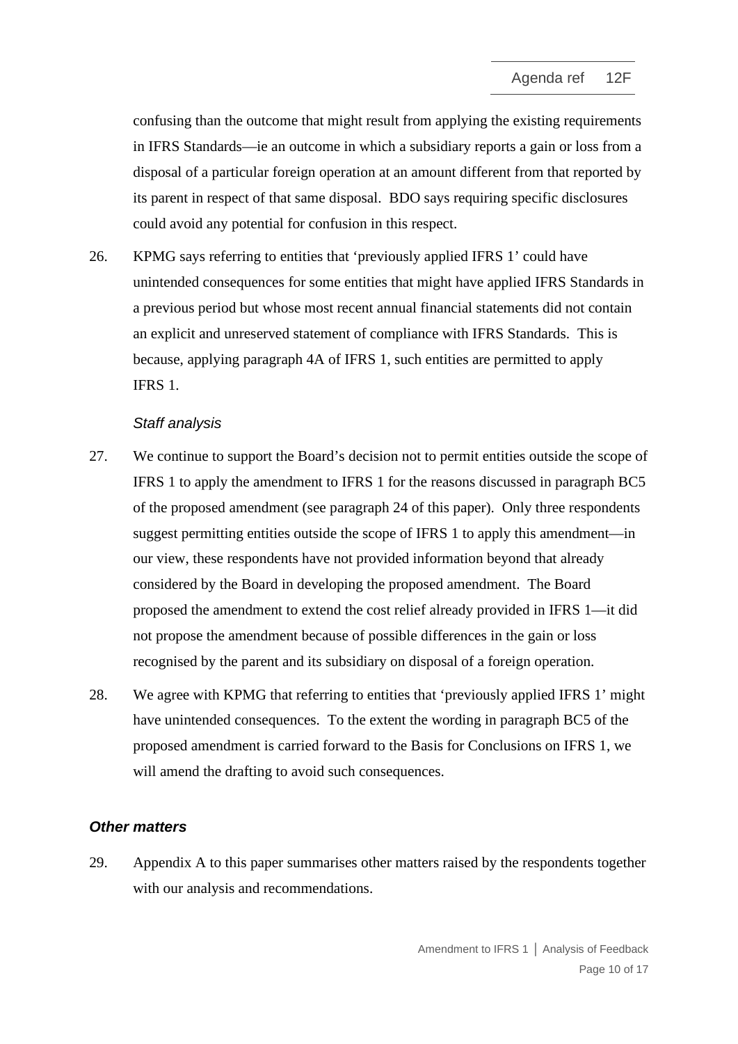confusing than the outcome that might result from applying the existing requirements in IFRS Standards—ie an outcome in which a subsidiary reports a gain or loss from a disposal of a particular foreign operation at an amount different from that reported by its parent in respect of that same disposal. BDO says requiring specific disclosures could avoid any potential for confusion in this respect.

26. KPMG says referring to entities that 'previously applied IFRS 1' could have unintended consequences for some entities that might have applied IFRS Standards in a previous period but whose most recent annual financial statements did not contain an explicit and unreserved statement of compliance with IFRS Standards. This is because, applying paragraph 4A of IFRS 1, such entities are permitted to apply IFRS 1.

*Staff analysis*

27. We continue to support the Board's decision not to permit entities outside the scope of IFRS 1 to apply the amendment to IFRS 1 for the reasons discussed in paragraph BC5 of the proposed amendment (see paragraph 24 of this paper). Only three respondents suggest permitting entities outside the scope of IFRS 1 to apply this amendment—in our view, these respondents have not provided information beyond that already considered by the Board in developing the proposed amendment. The Board proposed the amendment to extend the cost relief already provided in IFRS 1—it did not propose the amendment because of possible differences in the gain or loss recognised by the parent and its subsidiary on disposal of a foreign operation.

28. We agree with KPMG that referring to entities that 'previously applied IFRS 1' might have unintended consequences. To the extent the wording in paragraph BC5 of the proposed amendment is carried forward to the Basis for Conclusions on IFRS 1, we will amend the drafting to avoid such consequences.

### *Other matters*

29. Appendix A to this paper summarises other matters raised by the respondents together with our analysis and recommendations.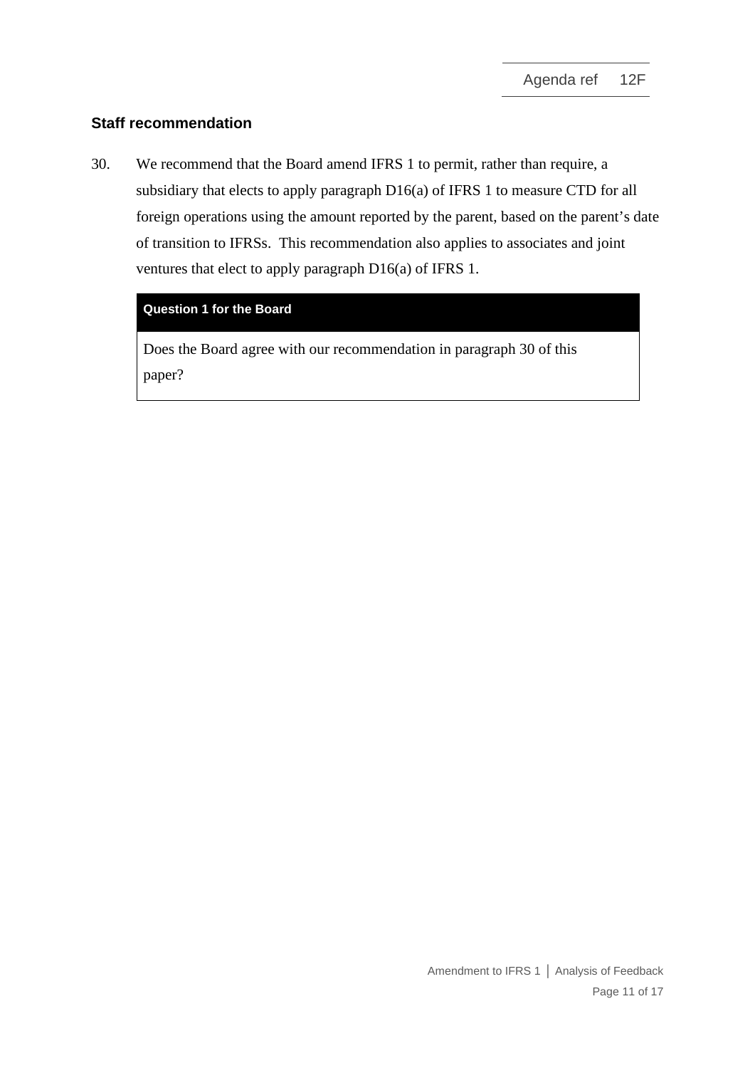## Staff recommendation

30. We recommend that the Board amend IFRS 1 to permit, rather than require, a subsidiary that elects to apply paragraph D16(a) of IFRS 1 to measure CTD for all foreign operations using the amount reported by the parent, based on the parent's date of transition to IFRSs. This recommendation also applies to associates and joint ventures that elect to apply paragraph D16(a) of IFRS 1.

| **Question 1 for the Board** |
| --- |
| Does the Board agree with our recommendation in paragraph 30 of this paper? |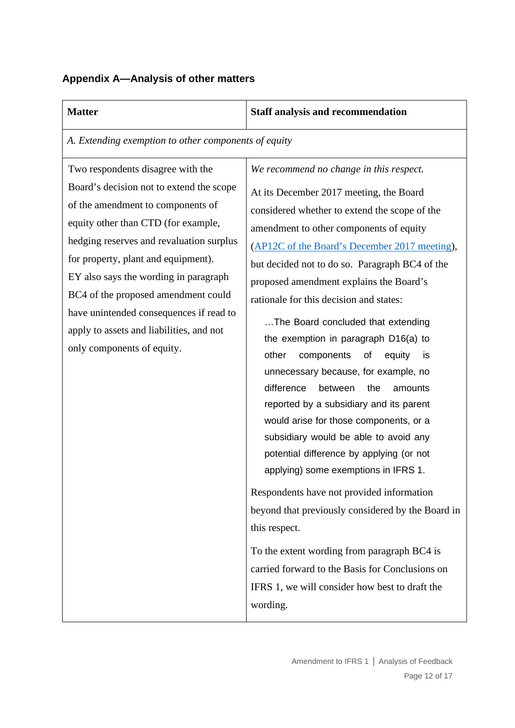## Appendix A—Analysis of other matters

| Matter | Staff analysis and recommendation |
|---|---|
| *A. Extending exemption to other components of equity* | |
| Two respondents disagree with the Board's decision not to extend the scope of the amendment to components of equity other than CTD (for example, hedging reserves and revaluation surplus for property, plant and equipment). EY also says the wording in paragraph BC4 of the proposed amendment could have unintended consequences if read to apply to assets and liabilities, and not only components of equity. | *We recommend no change in this respect.*<br><br>At its December 2017 meeting, the Board considered whether to extend the scope of the amendment to other components of equity (AP12C of the Board's December 2017 meeting), but decided not to do so. Paragraph BC4 of the proposed amendment explains the Board's rationale for this decision and states:<br><br>> …The Board concluded that extending the exemption in paragraph D16(a) to other components of equity is unnecessary because, for example, no difference between the amounts reported by a subsidiary and its parent would arise for those components, or a subsidiary would be able to avoid any potential difference by applying (or not applying) some exemptions in IFRS 1.<br><br>Respondents have not provided information beyond that previously considered by the Board in this respect.<br><br>To the extent wording from paragraph BC4 is carried forward to the Basis for Conclusions on IFRS 1, we will consider how best to draft the wording. |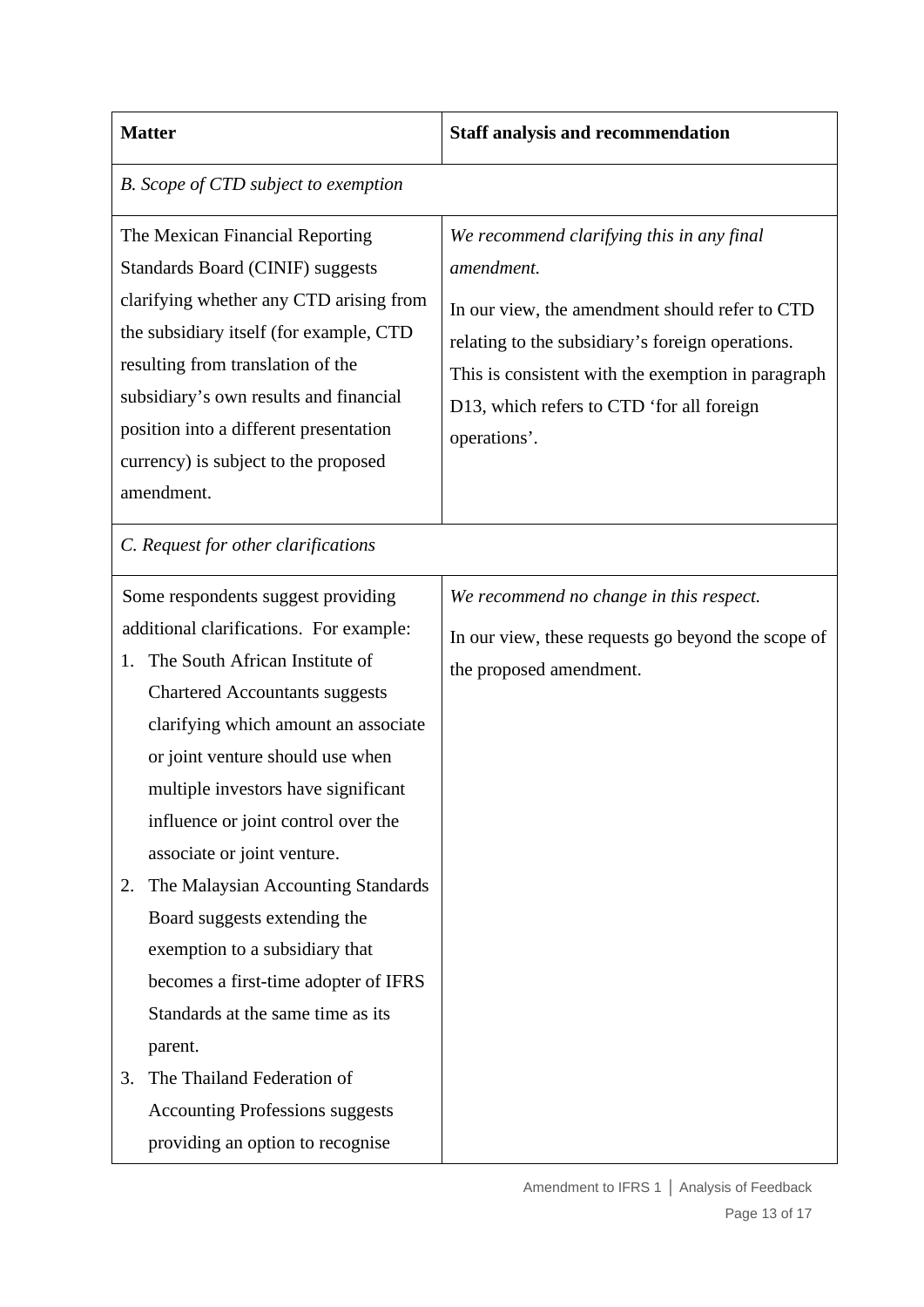| Matter | Staff analysis and recommendation |
| --- | --- |
| *B. Scope of CTD subject to exemption* | |
| The Mexican Financial Reporting Standards Board (CINIF) suggests clarifying whether any CTD arising from the subsidiary itself (for example, CTD resulting from translation of the subsidiary's own results and financial position into a different presentation currency) is subject to the proposed amendment. | *We recommend clarifying this in any final amendment.*<br><br>In our view, the amendment should refer to CTD relating to the subsidiary's foreign operations. This is consistent with the exemption in paragraph D13, which refers to CTD 'for all foreign operations'. |
| *C. Request for other clarifications* | |
| Some respondents suggest providing additional clarifications. For example:<br>1. The South African Institute of Chartered Accountants suggests clarifying which amount an associate or joint venture should use when multiple investors have significant influence or joint control over the associate or joint venture.<br>2. The Malaysian Accounting Standards Board suggests extending the exemption to a subsidiary that becomes a first-time adopter of IFRS Standards at the same time as its parent.<br>3. The Thailand Federation of Accounting Professions suggests providing an option to recognise | *We recommend no change in this respect.*<br><br>In our view, these requests go beyond the scope of the proposed amendment. |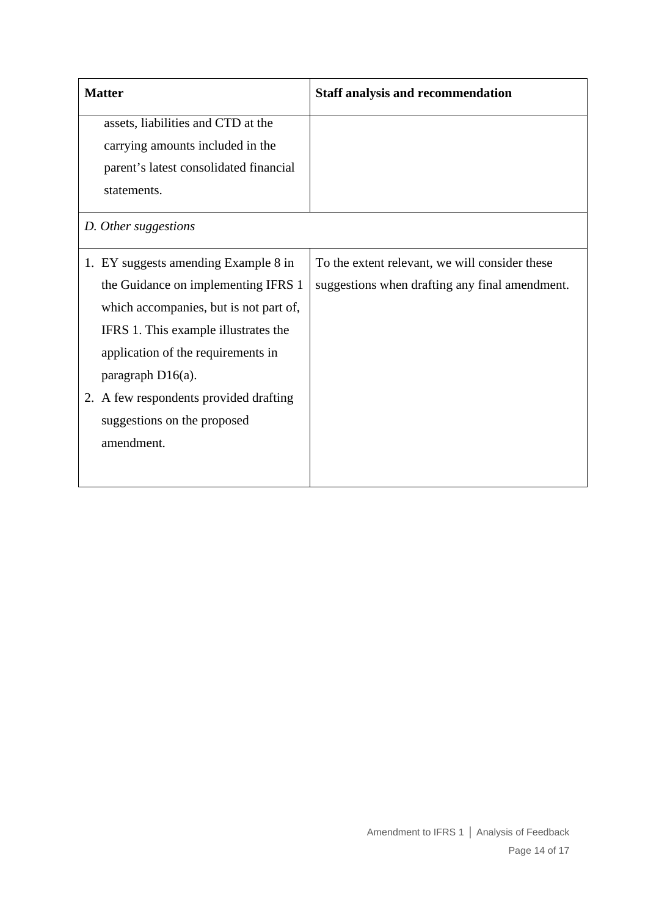| Matter | Staff analysis and recommendation |
|---|---|
| assets, liabilities and CTD at the carrying amounts included in the parent's latest consolidated financial statements. | |
| *D. Other suggestions* | |
| 1. EY suggests amending Example 8 in the Guidance on implementing IFRS 1 which accompanies, but is not part of, IFRS 1. This example illustrates the application of the requirements in paragraph D16(a).<br>2. A few respondents provided drafting suggestions on the proposed amendment. | To the extent relevant, we will consider these suggestions when drafting any final amendment. |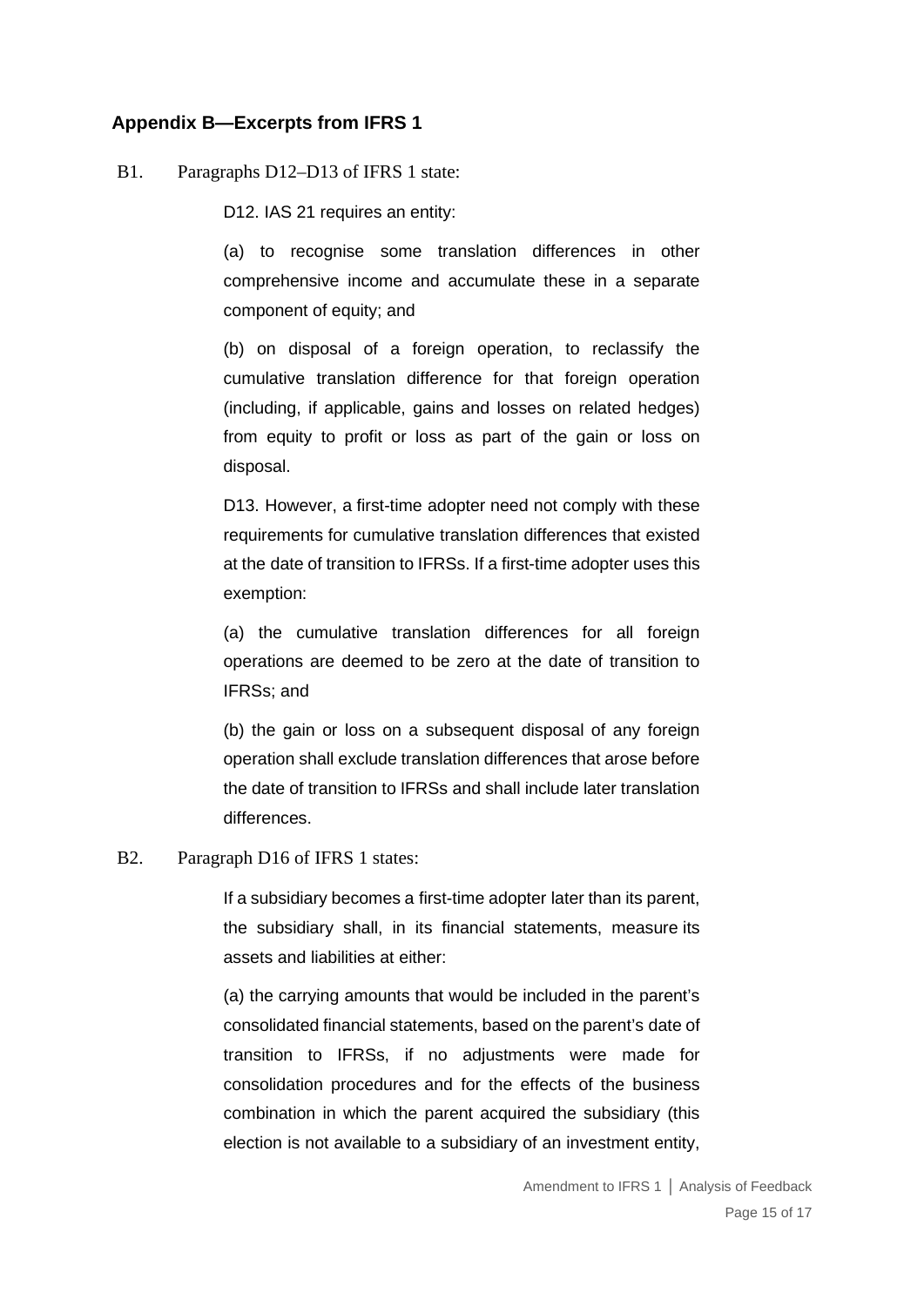## Appendix B—Excerpts from IFRS 1

B1. Paragraphs D12–D13 of IFRS 1 state:

> D12. IAS 21 requires an entity:
>
> (a) to recognise some translation differences in other comprehensive income and accumulate these in a separate component of equity; and
>
> (b) on disposal of a foreign operation, to reclassify the cumulative translation difference for that foreign operation (including, if applicable, gains and losses on related hedges) from equity to profit or loss as part of the gain or loss on disposal.
>
> D13. However, a first-time adopter need not comply with these requirements for cumulative translation differences that existed at the date of transition to IFRSs. If a first-time adopter uses this exemption:
>
> (a) the cumulative translation differences for all foreign operations are deemed to be zero at the date of transition to IFRSs; and
>
> (b) the gain or loss on a subsequent disposal of any foreign operation shall exclude translation differences that arose before the date of transition to IFRSs and shall include later translation differences.

B2. Paragraph D16 of IFRS 1 states:

> If a subsidiary becomes a first-time adopter later than its parent, the subsidiary shall, in its financial statements, measure its assets and liabilities at either:
>
> (a) the carrying amounts that would be included in the parent's consolidated financial statements, based on the parent's date of transition to IFRSs, if no adjustments were made for consolidation procedures and for the effects of the business combination in which the parent acquired the subsidiary (this election is not available to a subsidiary of an investment entity,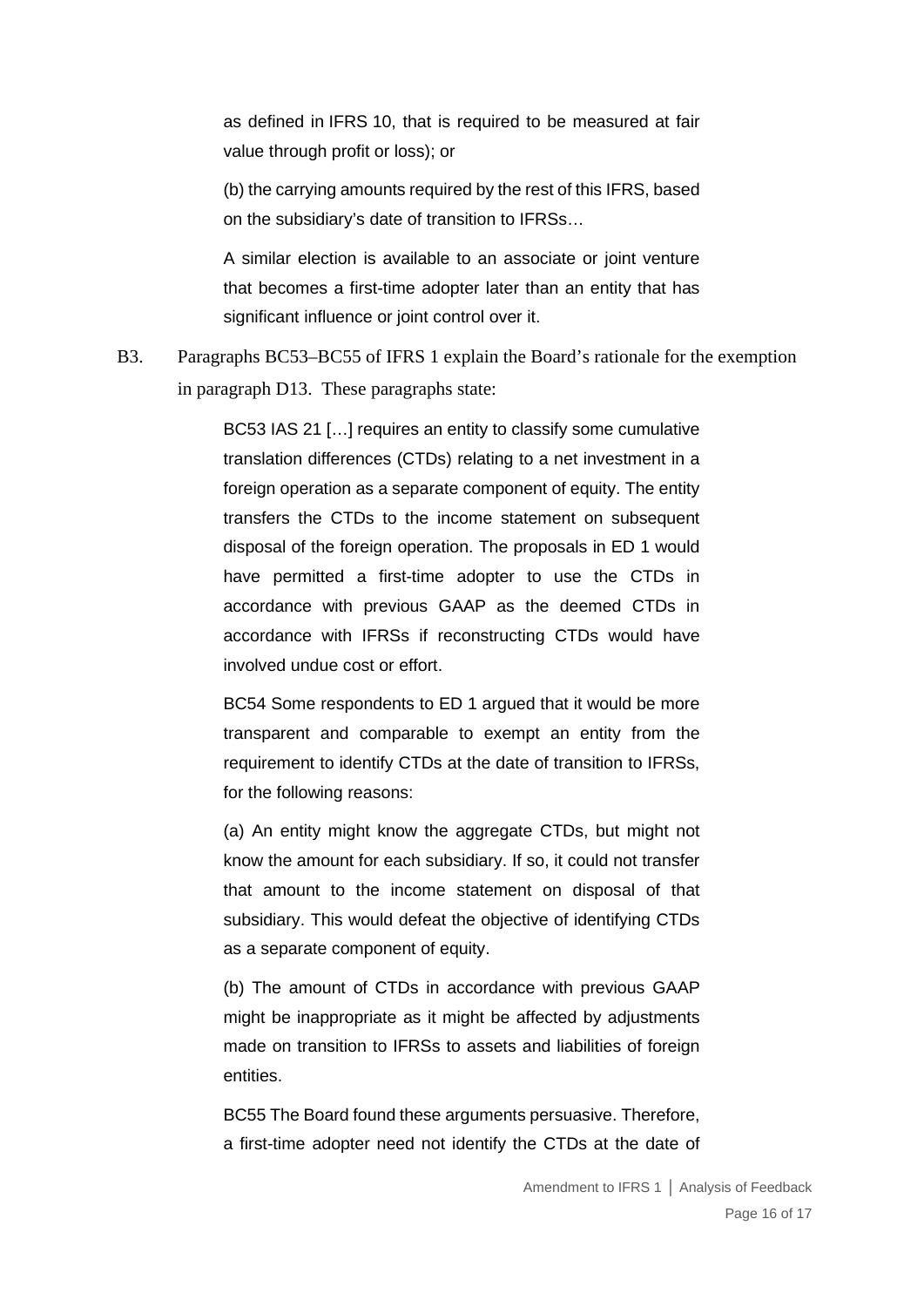as defined in IFRS 10, that is required to be measured at fair value through profit or loss); or

(b) the carrying amounts required by the rest of this IFRS, based on the subsidiary's date of transition to IFRSs…

A similar election is available to an associate or joint venture that becomes a first-time adopter later than an entity that has significant influence or joint control over it.

B3. Paragraphs BC53–BC55 of IFRS 1 explain the Board's rationale for the exemption in paragraph D13. These paragraphs state:

> BC53 IAS 21 […] requires an entity to classify some cumulative translation differences (CTDs) relating to a net investment in a foreign operation as a separate component of equity. The entity transfers the CTDs to the income statement on subsequent disposal of the foreign operation. The proposals in ED 1 would have permitted a first-time adopter to use the CTDs in accordance with previous GAAP as the deemed CTDs in accordance with IFRSs if reconstructing CTDs would have involved undue cost or effort.
>
> BC54 Some respondents to ED 1 argued that it would be more transparent and comparable to exempt an entity from the requirement to identify CTDs at the date of transition to IFRSs, for the following reasons:
>
> (a) An entity might know the aggregate CTDs, but might not know the amount for each subsidiary. If so, it could not transfer that amount to the income statement on disposal of that subsidiary. This would defeat the objective of identifying CTDs as a separate component of equity.
>
> (b) The amount of CTDs in accordance with previous GAAP might be inappropriate as it might be affected by adjustments made on transition to IFRSs to assets and liabilities of foreign entities.
>
> BC55 The Board found these arguments persuasive. Therefore, a first-time adopter need not identify the CTDs at the date of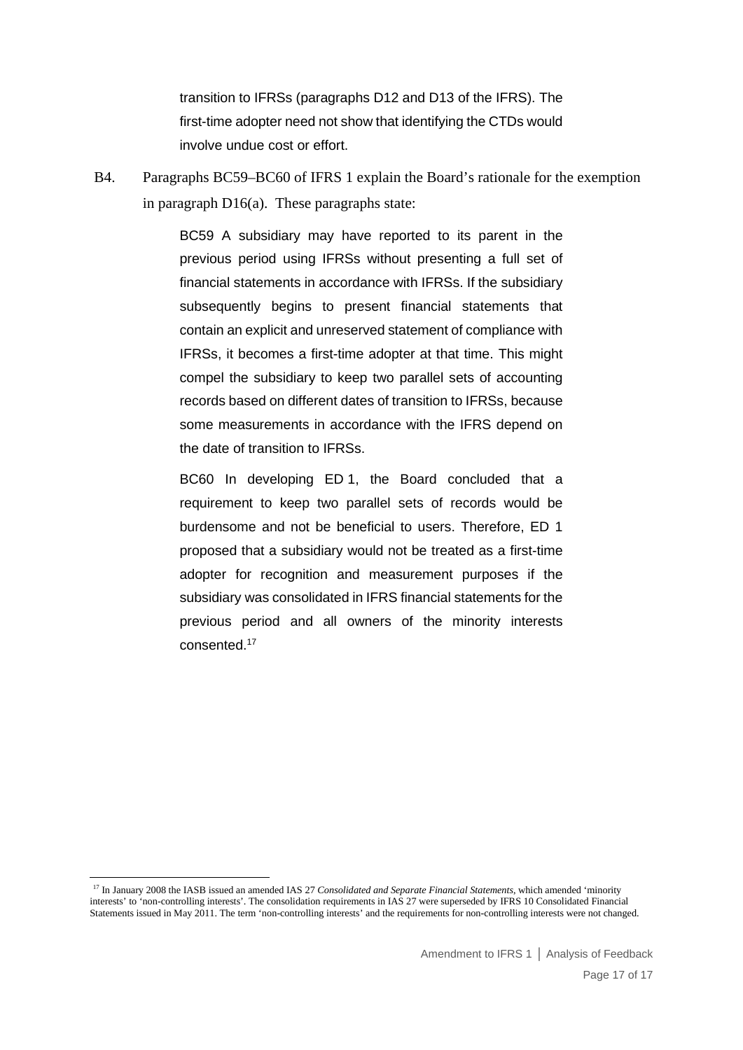transition to IFRSs (paragraphs D12 and D13 of the IFRS). The first-time adopter need not show that identifying the CTDs would involve undue cost or effort.

B4. Paragraphs BC59–BC60 of IFRS 1 explain the Board's rationale for the exemption in paragraph D16(a). These paragraphs state:

> BC59 A subsidiary may have reported to its parent in the previous period using IFRSs without presenting a full set of financial statements in accordance with IFRSs. If the subsidiary subsequently begins to present financial statements that contain an explicit and unreserved statement of compliance with IFRSs, it becomes a first-time adopter at that time. This might compel the subsidiary to keep two parallel sets of accounting records based on different dates of transition to IFRSs, because some measurements in accordance with the IFRS depend on the date of transition to IFRSs.
>
> BC60 In developing ED 1, the Board concluded that a requirement to keep two parallel sets of records would be burdensome and not be beneficial to users. Therefore, ED 1 proposed that a subsidiary would not be treated as a first-time adopter for recognition and measurement purposes if the subsidiary was consolidated in IFRS financial statements for the previous period and all owners of the minority interests consented.[17]

[17] In January 2008 the IASB issued an amended IAS 27 *Consolidated and Separate Financial Statements*, which amended 'minority interests' to 'non-controlling interests'. The consolidation requirements in IAS 27 were superseded by IFRS 10 Consolidated Financial Statements issued in May 2011. The term 'non-controlling interests' and the requirements for non-controlling interests were not changed.